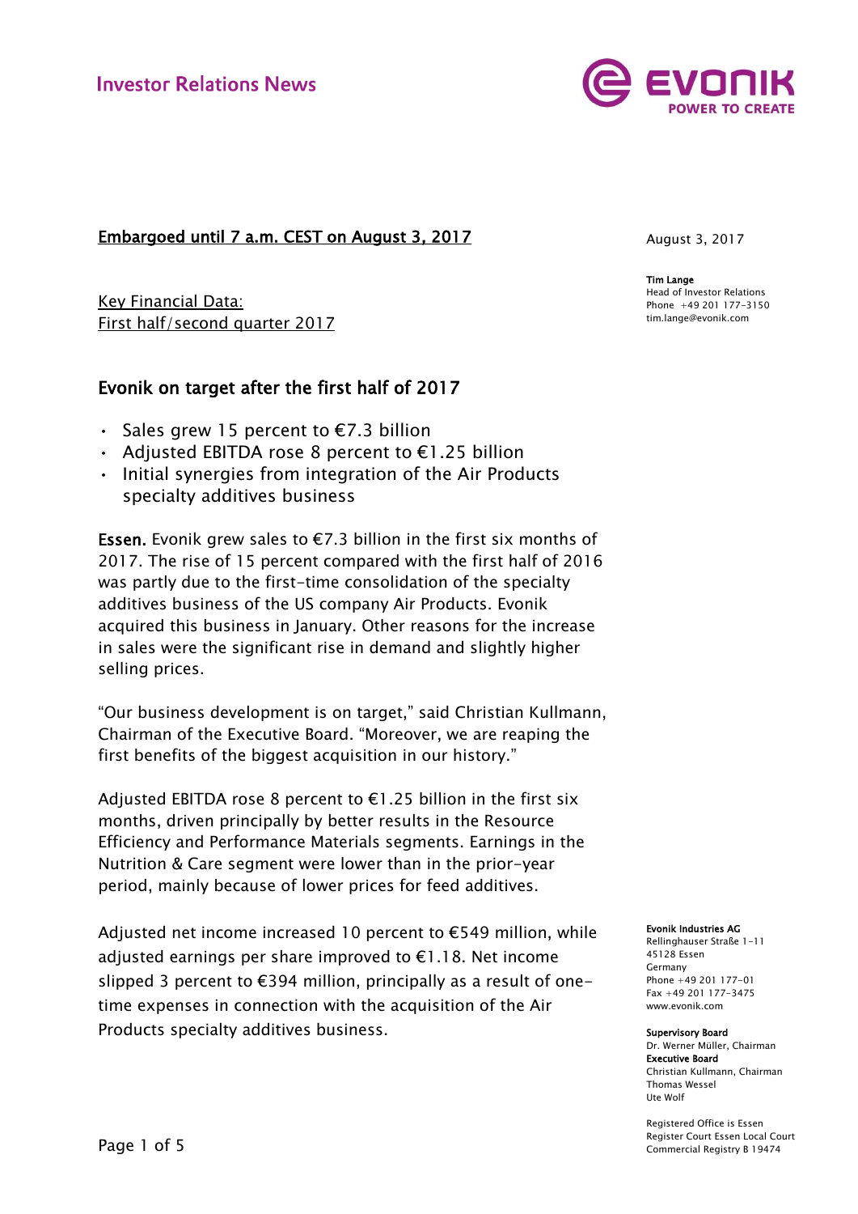Investor Relations News

**Embargoed until 7 a.m. CEST on August 3, 2017**

August 3, 2017

**Tim Lange**
Head of Investor Relations
Phone +49 201 177-3150
tim.lange@evonik.com

Key Financial Data:
First half/second quarter 2017

## Evonik on target after the first half of 2017

- Sales grew 15 percent to €7.3 billion
- Adjusted EBITDA rose 8 percent to €1.25 billion
- Initial synergies from integration of the Air Products specialty additives business

**Essen.** Evonik grew sales to €7.3 billion in the first six months of 2017. The rise of 15 percent compared with the first half of 2016 was partly due to the first-time consolidation of the specialty additives business of the US company Air Products. Evonik acquired this business in January. Other reasons for the increase in sales were the significant rise in demand and slightly higher selling prices.

"Our business development is on target," said Christian Kullmann, Chairman of the Executive Board. "Moreover, we are reaping the first benefits of the biggest acquisition in our history."

Adjusted EBITDA rose 8 percent to €1.25 billion in the first six months, driven principally by better results in the Resource Efficiency and Performance Materials segments. Earnings in the Nutrition & Care segment were lower than in the prior-year period, mainly because of lower prices for feed additives.

Adjusted net income increased 10 percent to €549 million, while adjusted earnings per share improved to €1.18. Net income slipped 3 percent to €394 million, principally as a result of one-time expenses in connection with the acquisition of the Air Products specialty additives business.

**Evonik Industries AG**
Rellinghauser Straße 1-11
45128 Essen
Germany
Phone +49 201 177-01
Fax +49 201 177-3475
www.evonik.com

**Supervisory Board**
Dr. Werner Müller, Chairman
**Executive Board**
Christian Kullmann, Chairman
Thomas Wessel
Ute Wolf

Registered Office is Essen
Register Court Essen Local Court
Commercial Registry B 19474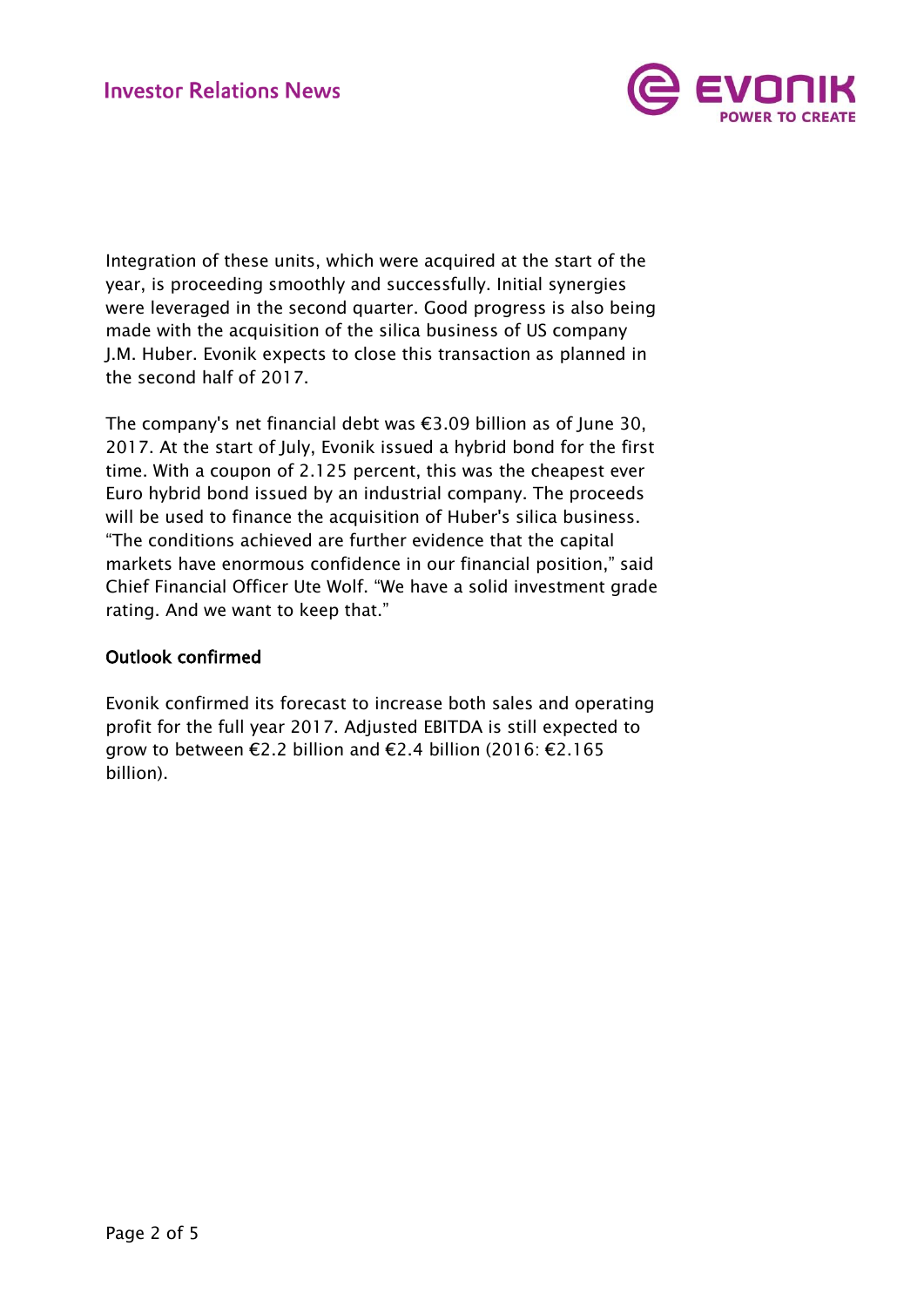Integration of these units, which were acquired at the start of the year, is proceeding smoothly and successfully. Initial synergies were leveraged in the second quarter. Good progress is also being made with the acquisition of the silica business of US company J.M. Huber. Evonik expects to close this transaction as planned in the second half of 2017.

The company's net financial debt was €3.09 billion as of June 30, 2017. At the start of July, Evonik issued a hybrid bond for the first time. With a coupon of 2.125 percent, this was the cheapest ever Euro hybrid bond issued by an industrial company. The proceeds will be used to finance the acquisition of Huber's silica business. "The conditions achieved are further evidence that the capital markets have enormous confidence in our financial position," said Chief Financial Officer Ute Wolf. "We have a solid investment grade rating. And we want to keep that."

## Outlook confirmed

Evonik confirmed its forecast to increase both sales and operating profit for the full year 2017. Adjusted EBITDA is still expected to grow to between €2.2 billion and €2.4 billion (2016: €2.165 billion).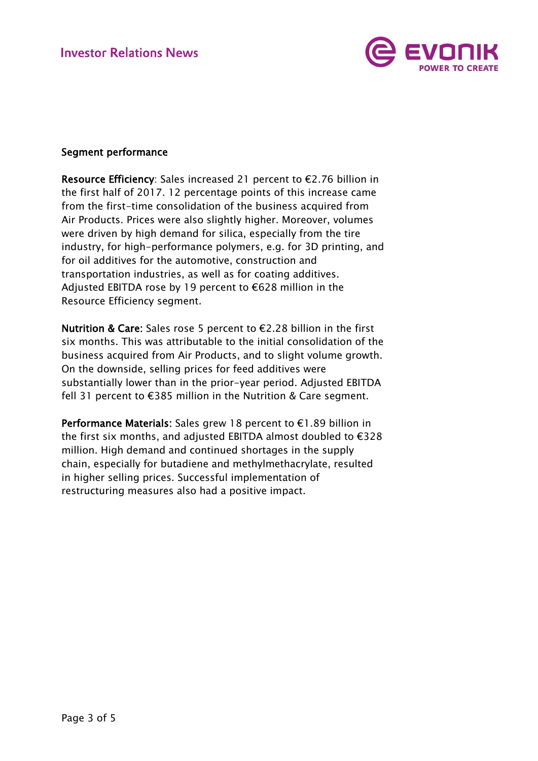## Segment performance

**Resource Efficiency**: Sales increased 21 percent to €2.76 billion in the first half of 2017. 12 percentage points of this increase came from the first-time consolidation of the business acquired from Air Products. Prices were also slightly higher. Moreover, volumes were driven by high demand for silica, especially from the tire industry, for high-performance polymers, e.g. for 3D printing, and for oil additives for the automotive, construction and transportation industries, as well as for coating additives. Adjusted EBITDA rose by 19 percent to €628 million in the Resource Efficiency segment.

**Nutrition & Care:** Sales rose 5 percent to €2.28 billion in the first six months. This was attributable to the initial consolidation of the business acquired from Air Products, and to slight volume growth. On the downside, selling prices for feed additives were substantially lower than in the prior-year period. Adjusted EBITDA fell 31 percent to €385 million in the Nutrition & Care segment.

**Performance Materials:** Sales grew 18 percent to €1.89 billion in the first six months, and adjusted EBITDA almost doubled to €328 million. High demand and continued shortages in the supply chain, especially for butadiene and methylmethacrylate, resulted in higher selling prices. Successful implementation of restructuring measures also had a positive impact.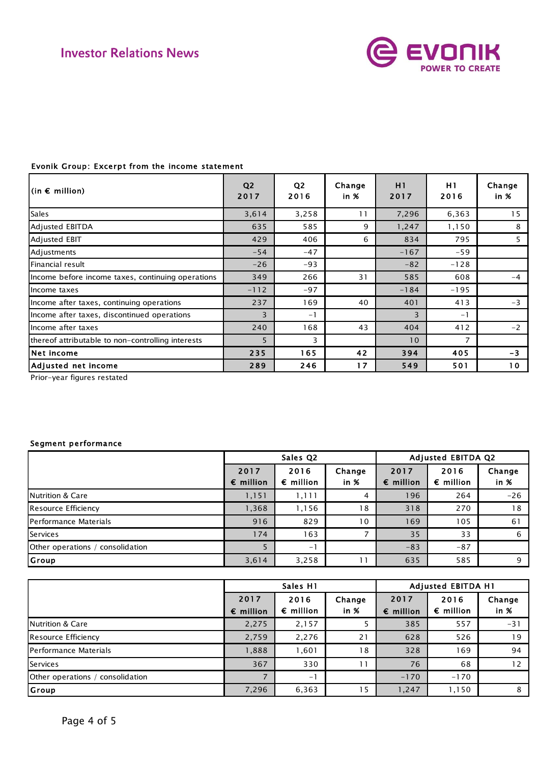**Evonik Group: Excerpt from the income statement**

| (in € million) | Q2 2017 | Q2 2016 | Change in % | H1 2017 | H1 2016 | Change in % |
|---|---|---|---|---|---|---|
| Sales | 3,614 | 3,258 | 11 | 7,296 | 6,363 | 15 |
| Adjusted EBITDA | 635 | 585 | 9 | 1,247 | 1,150 | 8 |
| Adjusted EBIT | 429 | 406 | 6 | 834 | 795 | 5 |
| Adjustments | -54 | -47 | | -167 | -59 | |
| Financial result | -26 | -93 | | -82 | -128 | |
| Income before income taxes, continuing operations | 349 | 266 | 31 | 585 | 608 | -4 |
| Income taxes | -112 | -97 | | -184 | -195 | |
| Income after taxes, continuing operations | 237 | 169 | 40 | 401 | 413 | -3 |
| Income after taxes, discontinued operations | 3 | -1 | | 3 | -1 | |
| Income after taxes | 240 | 168 | 43 | 404 | 412 | -2 |
| thereof attributable to non-controlling interests | 5 | 3 | | 10 | 7 | |
| **Net income** | **235** | **165** | **42** | **394** | **405** | **-3** |
| **Adjusted net income** | **289** | **246** | **17** | **549** | **501** | **10** |

Prior-year figures restated

**Segment performance**

| | Sales Q2 | | | Adjusted EBITDA Q2 | | |
|---|---|---|---|---|---|---|
| | 2017 € million | 2016 € million | Change in % | 2017 € million | 2016 € million | Change in % |
| Nutrition & Care | 1,151 | 1,111 | 4 | 196 | 264 | -26 |
| Resource Efficiency | 1,368 | 1,156 | 18 | 318 | 270 | 18 |
| Performance Materials | 916 | 829 | 10 | 169 | 105 | 61 |
| Services | 174 | 163 | 7 | 35 | 33 | 6 |
| Other operations / consolidation | 5 | -1 | | -83 | -87 | |
| **Group** | 3,614 | 3,258 | 11 | 635 | 585 | 9 |

| | Sales H1 | | | Adjusted EBITDA H1 | | |
|---|---|---|---|---|---|---|
| | 2017 € million | 2016 € million | Change in % | 2017 € million | 2016 € million | Change in % |
| Nutrition & Care | 2,275 | 2,157 | 5 | 385 | 557 | -31 |
| Resource Efficiency | 2,759 | 2,276 | 21 | 628 | 526 | 19 |
| Performance Materials | 1,888 | 1,601 | 18 | 328 | 169 | 94 |
| Services | 367 | 330 | 11 | 76 | 68 | 12 |
| Other operations / consolidation | 7 | -1 | | -170 | -170 | |
| **Group** | 7,296 | 6,363 | 15 | 1,247 | 1,150 | 8 |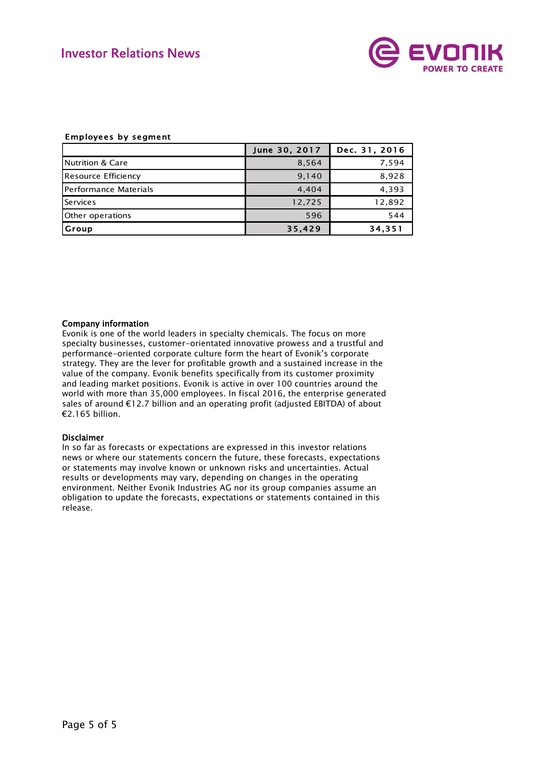**Employees by segment**

| | June 30, 2017 | Dec. 31, 2016 |
|---|---|---|
| Nutrition & Care | 8,564 | 7,594 |
| Resource Efficiency | 9,140 | 8,928 |
| Performance Materials | 4,404 | 4,393 |
| Services | 12,725 | 12,892 |
| Other operations | 596 | 544 |
| **Group** | **35,429** | **34,351** |

**Company information**

Evonik is one of the world leaders in specialty chemicals. The focus on more specialty businesses, customer-orientated innovative prowess and a trustful and performance-oriented corporate culture form the heart of Evonik's corporate strategy. They are the lever for profitable growth and a sustained increase in the value of the company. Evonik benefits specifically from its customer proximity and leading market positions. Evonik is active in over 100 countries around the world with more than 35,000 employees. In fiscal 2016, the enterprise generated sales of around €12.7 billion and an operating profit (adjusted EBITDA) of about €2.165 billion.

**Disclaimer**

In so far as forecasts or expectations are expressed in this investor relations news or where our statements concern the future, these forecasts, expectations or statements may involve known or unknown risks and uncertainties. Actual results or developments may vary, depending on changes in the operating environment. Neither Evonik Industries AG nor its group companies assume an obligation to update the forecasts, expectations or statements contained in this release.